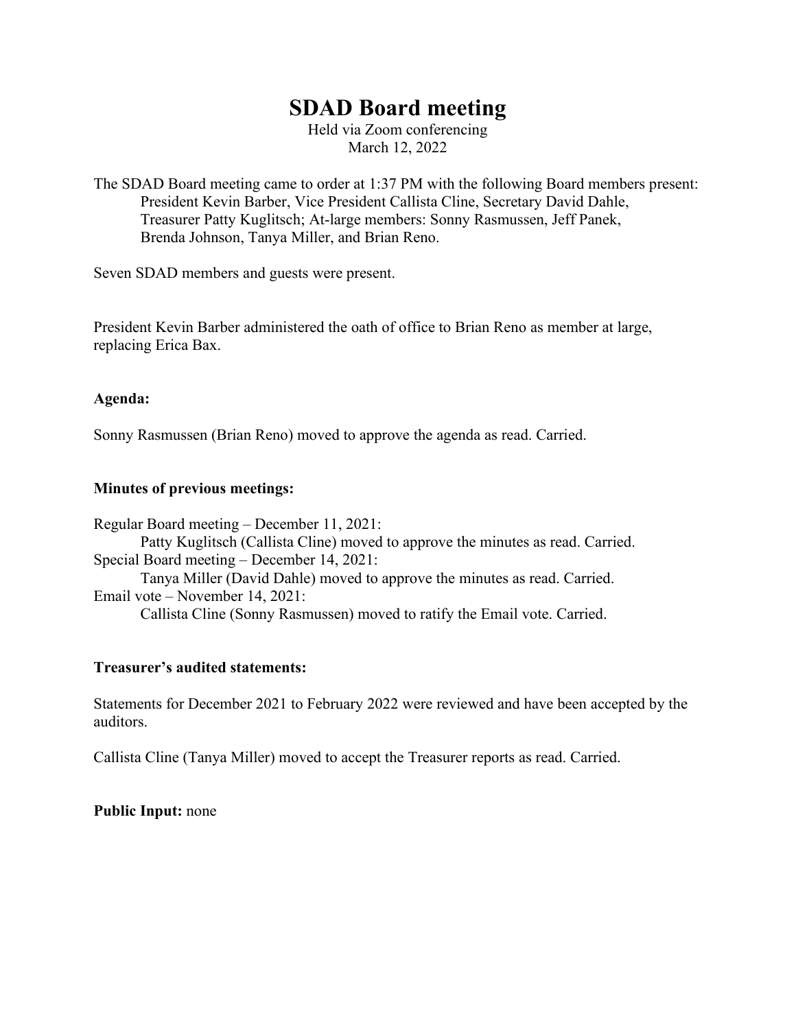# SDAD Board meeting

Held via Zoom conferencing
March 12, 2022

The SDAD Board meeting came to order at 1:37 PM with the following Board members present:
President Kevin Barber, Vice President Callista Cline, Secretary David Dahle, Treasurer Patty Kuglitsch; At-large members: Sonny Rasmussen, Jeff Panek, Brenda Johnson, Tanya Miller, and Brian Reno.

Seven SDAD members and guests were present.

President Kevin Barber administered the oath of office to Brian Reno as member at large, replacing Erica Bax.

**Agenda:**

Sonny Rasmussen (Brian Reno) moved to approve the agenda as read. Carried.

**Minutes of previous meetings:**

Regular Board meeting – December 11, 2021:
Patty Kuglitsch (Callista Cline) moved to approve the minutes as read. Carried.
Special Board meeting – December 14, 2021:
Tanya Miller (David Dahle) moved to approve the minutes as read. Carried.
Email vote – November 14, 2021:
Callista Cline (Sonny Rasmussen) moved to ratify the Email vote. Carried.

**Treasurer's audited statements:**

Statements for December 2021 to February 2022 were reviewed and have been accepted by the auditors.

Callista Cline (Tanya Miller) moved to accept the Treasurer reports as read. Carried.

**Public Input:** none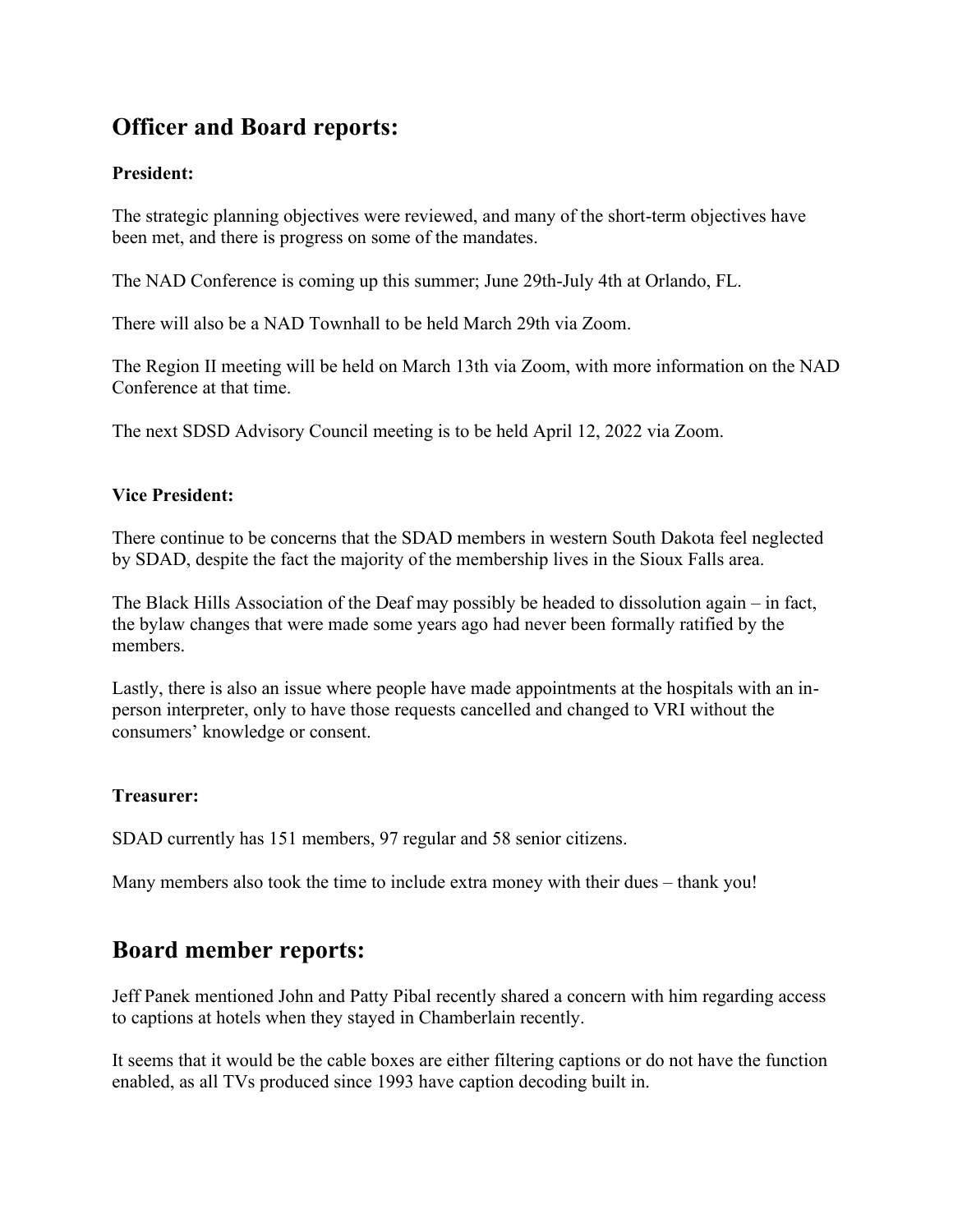## Officer and Board reports:

**President:**

The strategic planning objectives were reviewed, and many of the short-term objectives have been met, and there is progress on some of the mandates.

The NAD Conference is coming up this summer; June 29th-July 4th at Orlando, FL.

There will also be a NAD Townhall to be held March 29th via Zoom.

The Region II meeting will be held on March 13th via Zoom, with more information on the NAD Conference at that time.

The next SDSD Advisory Council meeting is to be held April 12, 2022 via Zoom.

**Vice President:**

There continue to be concerns that the SDAD members in western South Dakota feel neglected by SDAD, despite the fact the majority of the membership lives in the Sioux Falls area.

The Black Hills Association of the Deaf may possibly be headed to dissolution again – in fact, the bylaw changes that were made some years ago had never been formally ratified by the members.

Lastly, there is also an issue where people have made appointments at the hospitals with an in-person interpreter, only to have those requests cancelled and changed to VRI without the consumers' knowledge or consent.

**Treasurer:**

SDAD currently has 151 members, 97 regular and 58 senior citizens.

Many members also took the time to include extra money with their dues – thank you!

## Board member reports:

Jeff Panek mentioned John and Patty Pibal recently shared a concern with him regarding access to captions at hotels when they stayed in Chamberlain recently.

It seems that it would be the cable boxes are either filtering captions or do not have the function enabled, as all TVs produced since 1993 have caption decoding built in.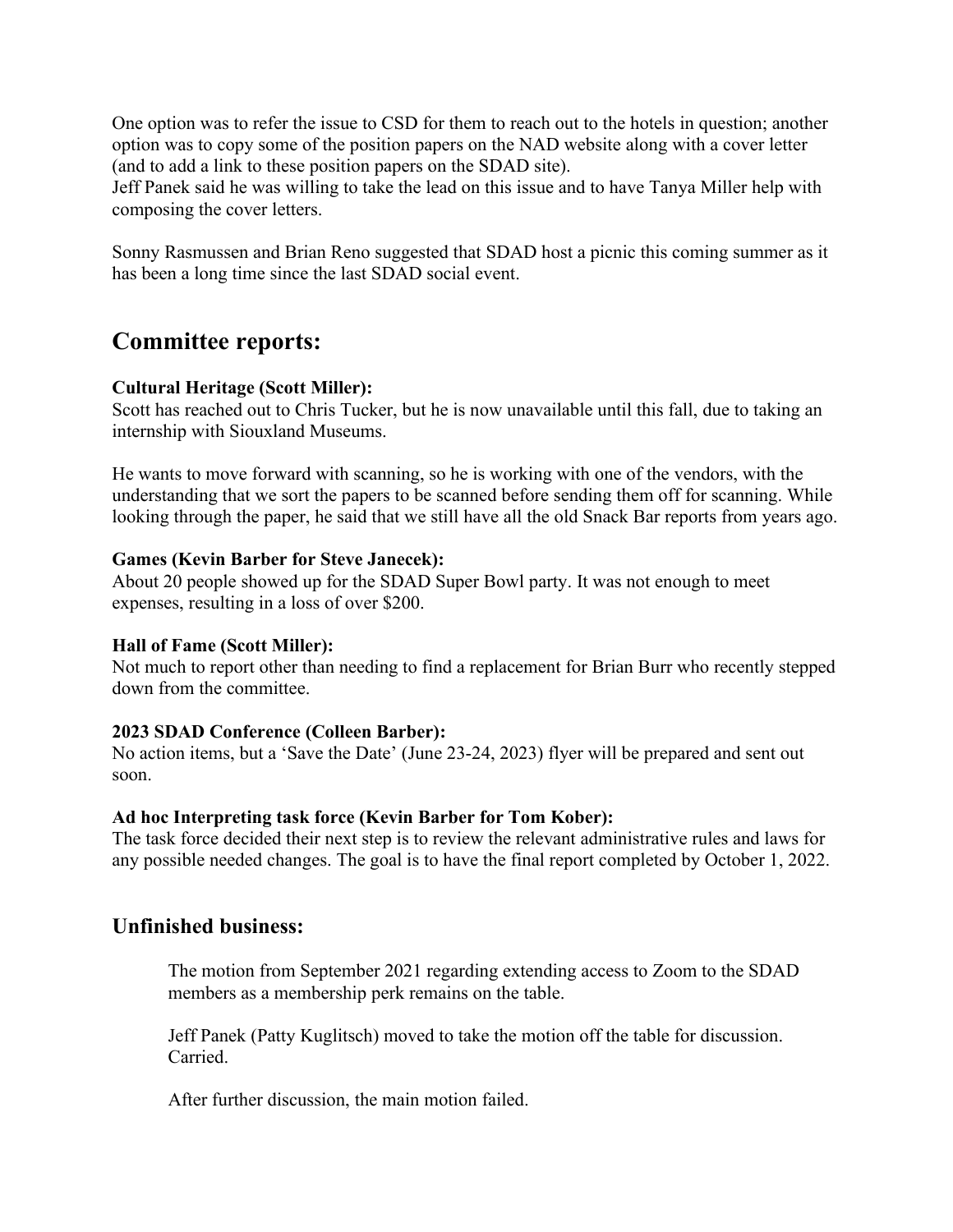One option was to refer the issue to CSD for them to reach out to the hotels in question; another option was to copy some of the position papers on the NAD website along with a cover letter (and to add a link to these position papers on the SDAD site).
Jeff Panek said he was willing to take the lead on this issue and to have Tanya Miller help with composing the cover letters.

Sonny Rasmussen and Brian Reno suggested that SDAD host a picnic this coming summer as it has been a long time since the last SDAD social event.

## Committee reports:

**Cultural Heritage (Scott Miller):**
Scott has reached out to Chris Tucker, but he is now unavailable until this fall, due to taking an internship with Siouxland Museums.

He wants to move forward with scanning, so he is working with one of the vendors, with the understanding that we sort the papers to be scanned before sending them off for scanning. While looking through the paper, he said that we still have all the old Snack Bar reports from years ago.

**Games (Kevin Barber for Steve Janecek):**
About 20 people showed up for the SDAD Super Bowl party. It was not enough to meet expenses, resulting in a loss of over $200.

**Hall of Fame (Scott Miller):**
Not much to report other than needing to find a replacement for Brian Burr who recently stepped down from the committee.

**2023 SDAD Conference (Colleen Barber):**
No action items, but a 'Save the Date' (June 23-24, 2023) flyer will be prepared and sent out soon.

**Ad hoc Interpreting task force (Kevin Barber for Tom Kober):**
The task force decided their next step is to review the relevant administrative rules and laws for any possible needed changes. The goal is to have the final report completed by October 1, 2022.

## Unfinished business:

The motion from September 2021 regarding extending access to Zoom to the SDAD members as a membership perk remains on the table.

Jeff Panek (Patty Kuglitsch) moved to take the motion off the table for discussion. Carried.

After further discussion, the main motion failed.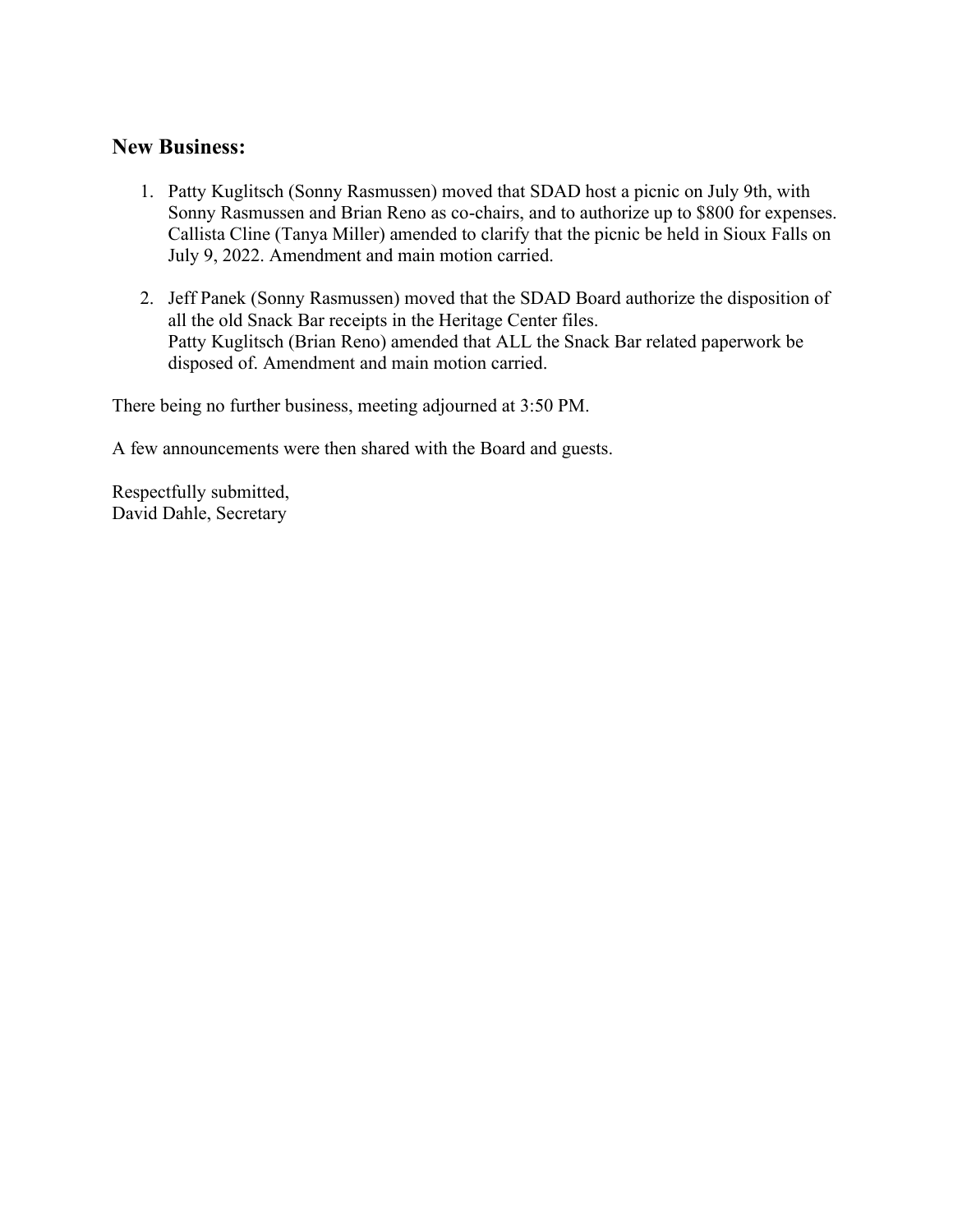## New Business:

1. Patty Kuglitsch (Sonny Rasmussen) moved that SDAD host a picnic on July 9th, with Sonny Rasmussen and Brian Reno as co-chairs, and to authorize up to $800 for expenses. Callista Cline (Tanya Miller) amended to clarify that the picnic be held in Sioux Falls on July 9, 2022. Amendment and main motion carried.

2. Jeff Panek (Sonny Rasmussen) moved that the SDAD Board authorize the disposition of all the old Snack Bar receipts in the Heritage Center files.
   Patty Kuglitsch (Brian Reno) amended that ALL the Snack Bar related paperwork be disposed of. Amendment and main motion carried.

There being no further business, meeting adjourned at 3:50 PM.

A few announcements were then shared with the Board and guests.

Respectfully submitted,
David Dahle, Secretary